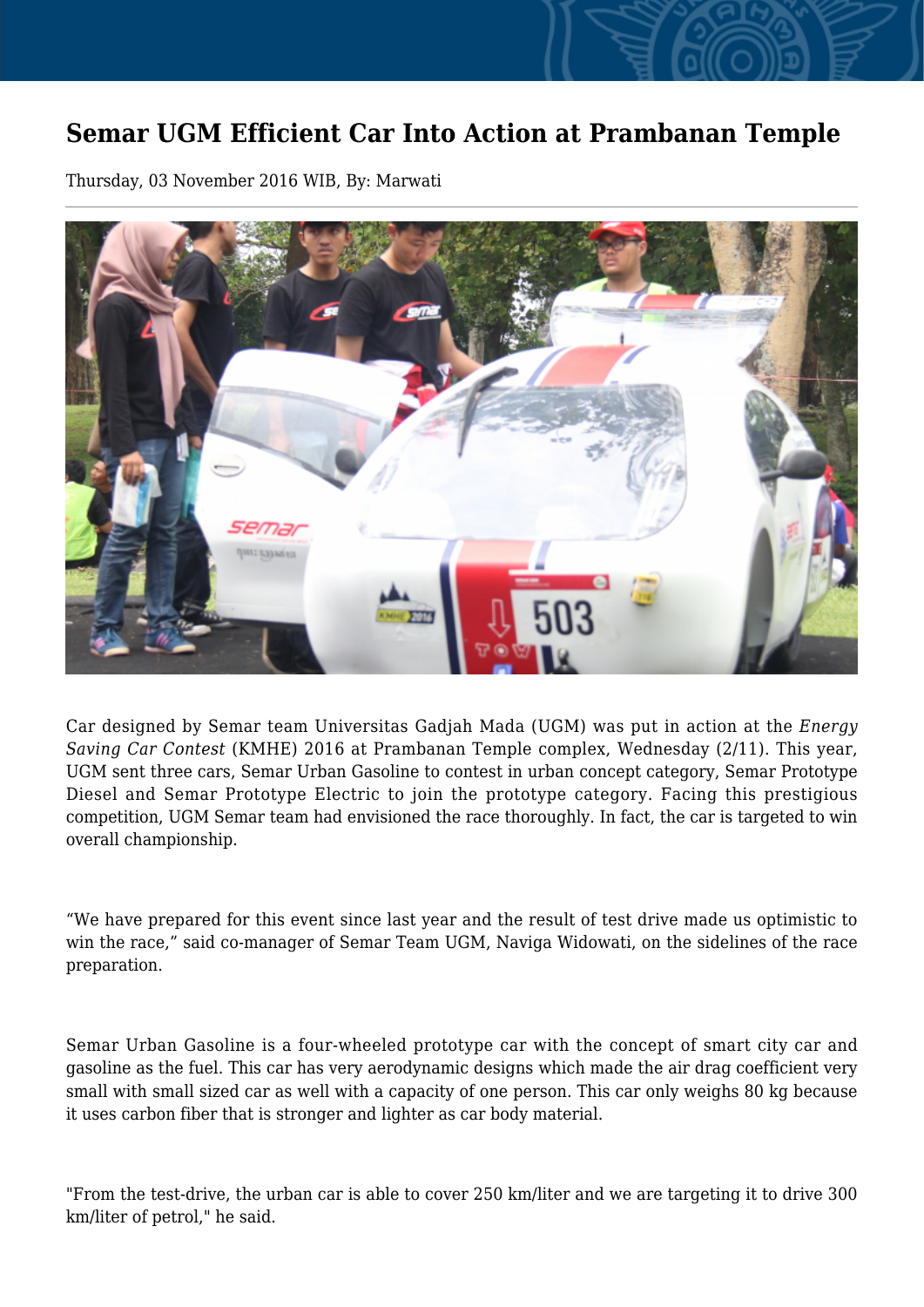# Semar UGM Efficient Car Into Action at Prambanan Temple

Thursday, 03 November 2016 WIB, By: Marwati

Car designed by Semar team Universitas Gadjah Mada (UGM) was put in action at the *Energy Saving Car Contest* (KMHE) 2016 at Prambanan Temple complex, Wednesday (2/11). This year, UGM sent three cars, Semar Urban Gasoline to contest in urban concept category, Semar Prototype Diesel and Semar Prototype Electric to join the prototype category. Facing this prestigious competition, UGM Semar team had envisioned the race thoroughly. In fact, the car is targeted to win overall championship.

"We have prepared for this event since last year and the result of test drive made us optimistic to win the race," said co-manager of Semar Team UGM, Naviga Widowati, on the sidelines of the race preparation.

Semar Urban Gasoline is a four-wheeled prototype car with the concept of smart city car and gasoline as the fuel. This car has very aerodynamic designs which made the air drag coefficient very small with small sized car as well with a capacity of one person. This car only weighs 80 kg because it uses carbon fiber that is stronger and lighter as car body material.

"From the test-drive, the urban car is able to cover 250 km/liter and we are targeting it to drive 300 km/liter of petrol," he said.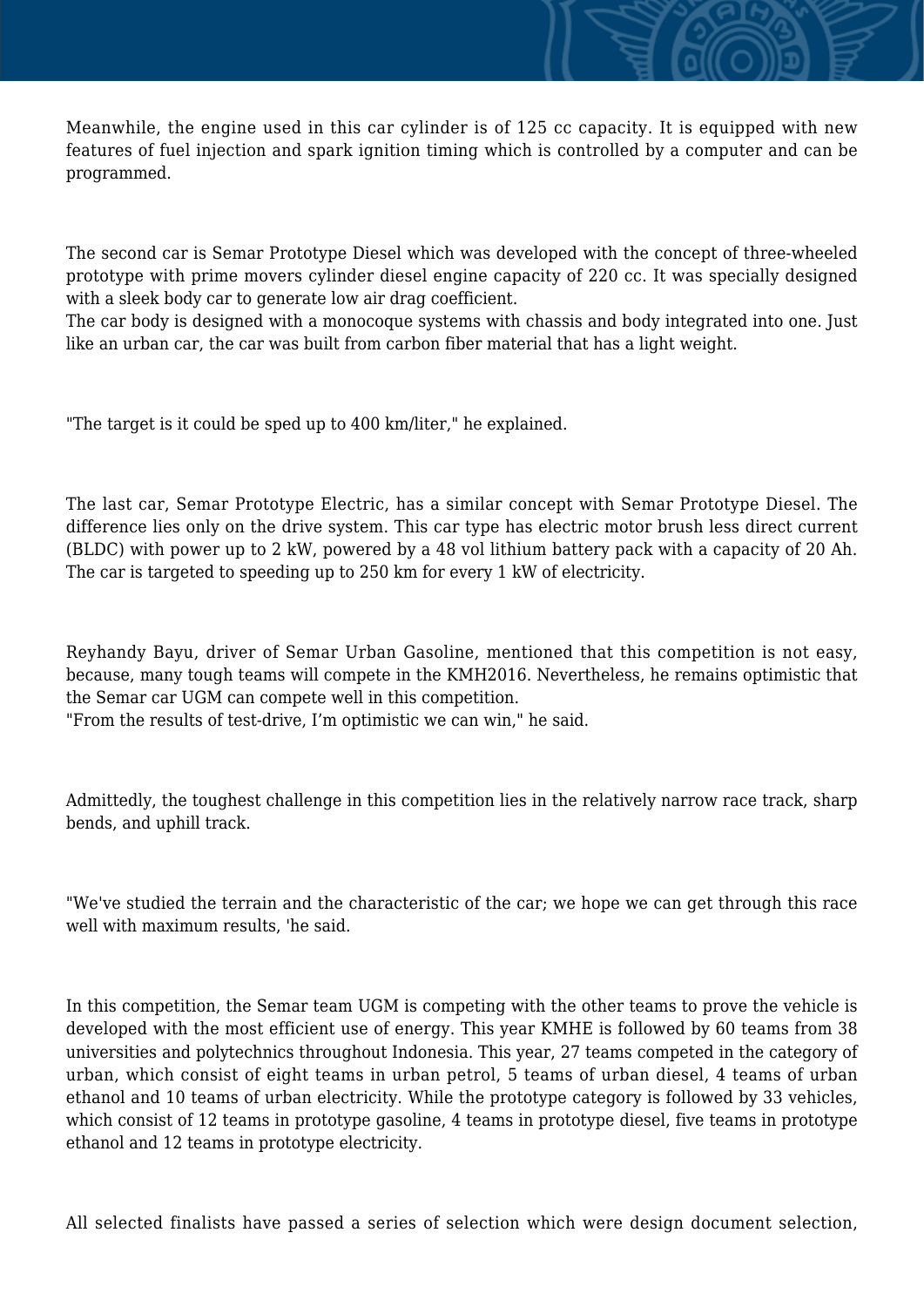Meanwhile, the engine used in this car cylinder is of 125 cc capacity. It is equipped with new features of fuel injection and spark ignition timing which is controlled by a computer and can be programmed.

The second car is Semar Prototype Diesel which was developed with the concept of three-wheeled prototype with prime movers cylinder diesel engine capacity of 220 cc. It was specially designed with a sleek body car to generate low air drag coefficient.
The car body is designed with a monocoque systems with chassis and body integrated into one. Just like an urban car, the car was built from carbon fiber material that has a light weight.

"The target is it could be sped up to 400 km/liter," he explained.

The last car, Semar Prototype Electric, has a similar concept with Semar Prototype Diesel. The difference lies only on the drive system. This car type has electric motor brush less direct current (BLDC) with power up to 2 kW, powered by a 48 vol lithium battery pack with a capacity of 20 Ah. The car is targeted to speeding up to 250 km for every 1 kW of electricity.

Reyhandy Bayu, driver of Semar Urban Gasoline, mentioned that this competition is not easy, because, many tough teams will compete in the KMH2016. Nevertheless, he remains optimistic that the Semar car UGM can compete well in this competition.
"From the results of test-drive, I'm optimistic we can win," he said.

Admittedly, the toughest challenge in this competition lies in the relatively narrow race track, sharp bends, and uphill track.

"We've studied the terrain and the characteristic of the car; we hope we can get through this race well with maximum results, 'he said.

In this competition, the Semar team UGM is competing with the other teams to prove the vehicle is developed with the most efficient use of energy. This year KMHE is followed by 60 teams from 38 universities and polytechnics throughout Indonesia. This year, 27 teams competed in the category of urban, which consist of eight teams in urban petrol, 5 teams of urban diesel, 4 teams of urban ethanol and 10 teams of urban electricity. While the prototype category is followed by 33 vehicles, which consist of 12 teams in prototype gasoline, 4 teams in prototype diesel, five teams in prototype ethanol and 12 teams in prototype electricity.

All selected finalists have passed a series of selection which were design document selection,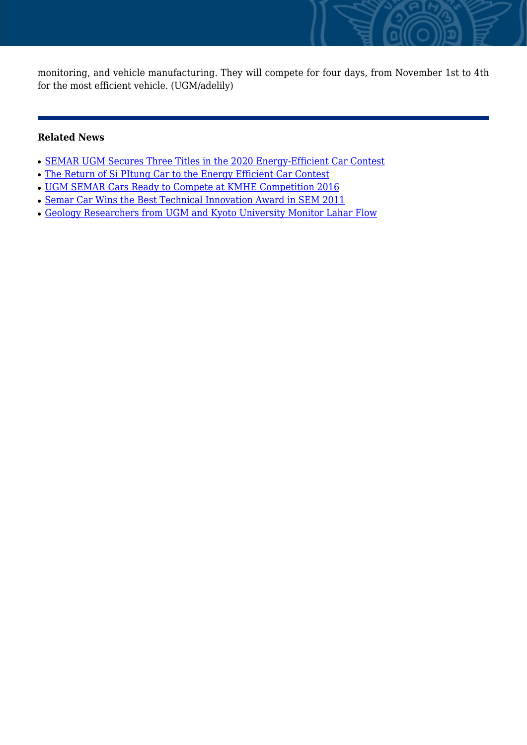monitoring, and vehicle manufacturing. They will compete for four days, from November 1st to 4th for the most efficient vehicle. (UGM/adelily)

---

**Related News**

- SEMAR UGM Secures Three Titles in the 2020 Energy-Efficient Car Contest
- The Return of Si PItung Car to the Energy Efficient Car Contest
- UGM SEMAR Cars Ready to Compete at KMHE Competition 2016
- Semar Car Wins the Best Technical Innovation Award in SEM 2011
- Geology Researchers from UGM and Kyoto University Monitor Lahar Flow